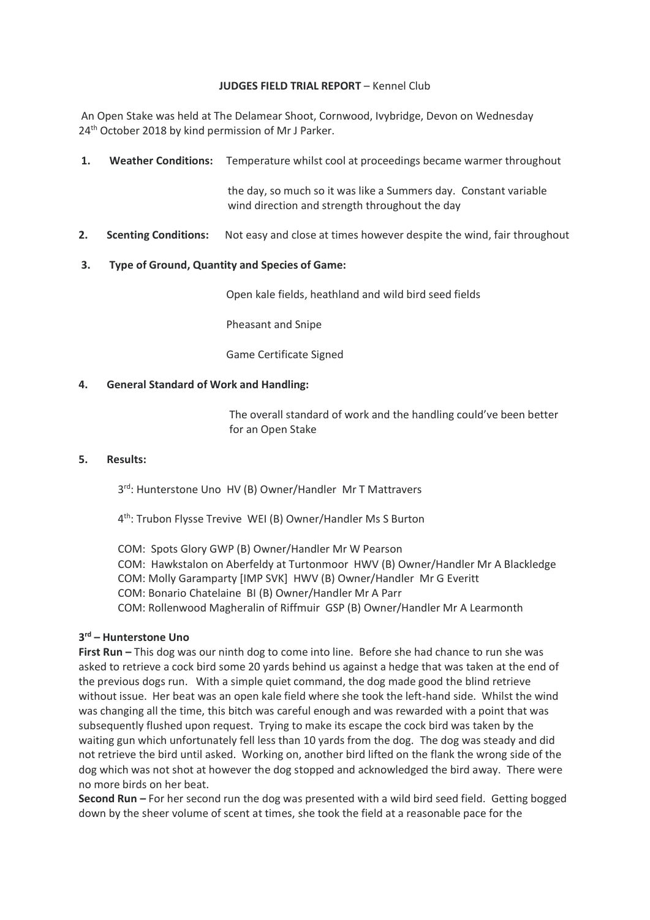**JUDGES FIELD TRIAL REPORT** – Kennel Club

An Open Stake was held at The Delamear Shoot, Cornwood, Ivybridge, Devon on Wednesday 24th October 2018 by kind permission of Mr J Parker.

**1. Weather Conditions:** Temperature whilst cool at proceedings became warmer throughout the day, so much so it was like a Summers day. Constant variable wind direction and strength throughout the day

**2. Scenting Conditions:** Not easy and close at times however despite the wind, fair throughout

**3. Type of Ground, Quantity and Species of Game:**

Open kale fields, heathland and wild bird seed fields

Pheasant and Snipe

Game Certificate Signed

**4. General Standard of Work and Handling:**

The overall standard of work and the handling could've been better for an Open Stake

**5. Results:**

3rd: Hunterstone Uno HV (B) Owner/Handler Mr T Mattravers

4th: Trubon Flysse Trevive WEI (B) Owner/Handler Ms S Burton

COM: Spots Glory GWP (B) Owner/Handler Mr W Pearson
COM: Hawkstalon on Aberfeldy at Turtonmoor HWV (B) Owner/Handler Mr A Blackledge
COM: Molly Garamparty [IMP SVK] HWV (B) Owner/Handler Mr G Everitt
COM: Bonario Chatelaine BI (B) Owner/Handler Mr A Parr
COM: Rollenwood Magheralin of Riffmuir GSP (B) Owner/Handler Mr A Learmonth

**3rd – Hunterstone Uno**

**First Run –** This dog was our ninth dog to come into line. Before she had chance to run she was asked to retrieve a cock bird some 20 yards behind us against a hedge that was taken at the end of the previous dogs run. With a simple quiet command, the dog made good the blind retrieve without issue. Her beat was an open kale field where she took the left-hand side. Whilst the wind was changing all the time, this bitch was careful enough and was rewarded with a point that was subsequently flushed upon request. Trying to make its escape the cock bird was taken by the waiting gun which unfortunately fell less than 10 yards from the dog. The dog was steady and did not retrieve the bird until asked. Working on, another bird lifted on the flank the wrong side of the dog which was not shot at however the dog stopped and acknowledged the bird away. There were no more birds on her beat.

**Second Run –** For her second run the dog was presented with a wild bird seed field. Getting bogged down by the sheer volume of scent at times, she took the field at a reasonable pace for the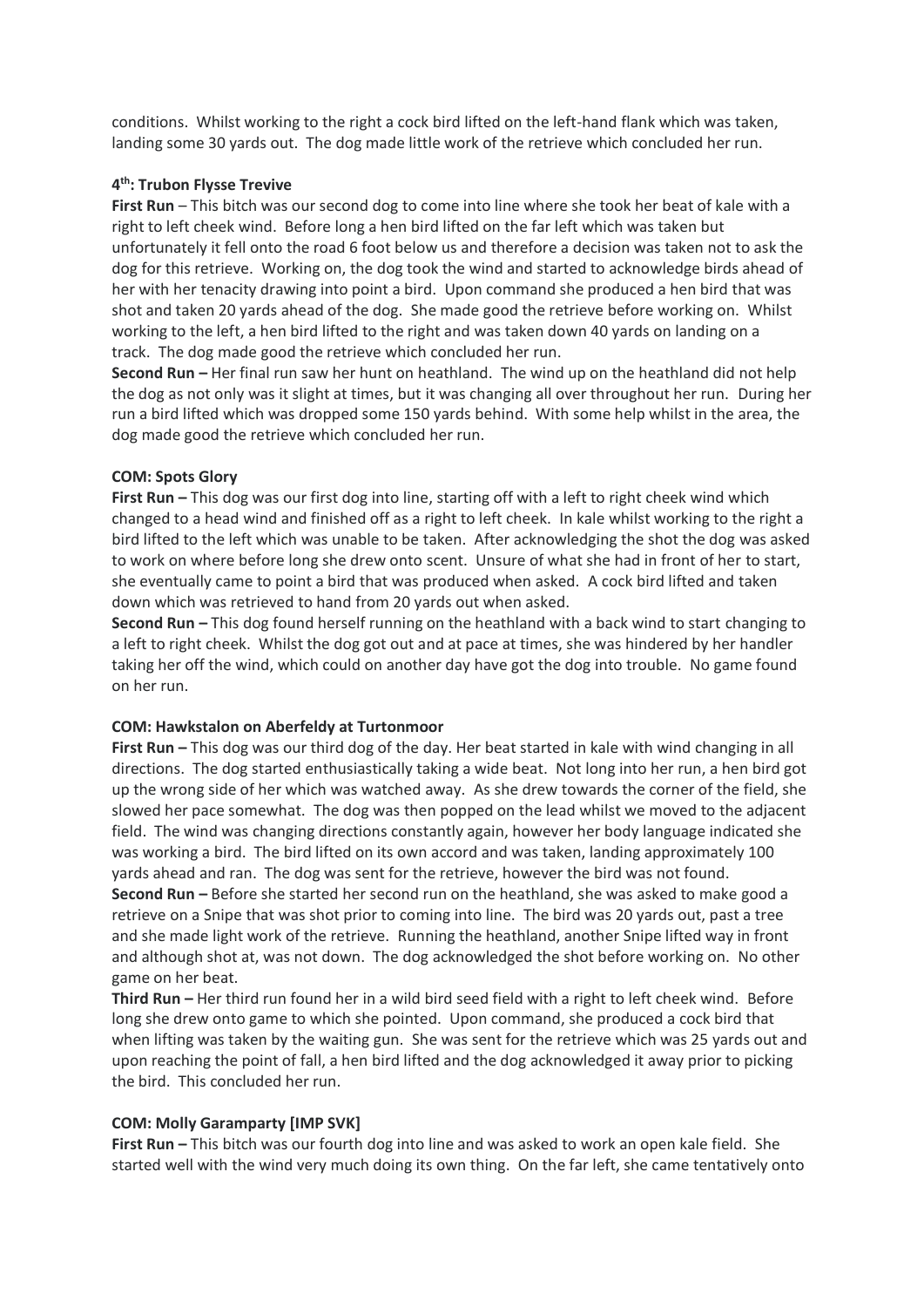conditions. Whilst working to the right a cock bird lifted on the left-hand flank which was taken, landing some 30 yards out. The dog made little work of the retrieve which concluded her run.

**4th: Trubon Flysse Trevive**

**First Run** – This bitch was our second dog to come into line where she took her beat of kale with a right to left cheek wind. Before long a hen bird lifted on the far left which was taken but unfortunately it fell onto the road 6 foot below us and therefore a decision was taken not to ask the dog for this retrieve. Working on, the dog took the wind and started to acknowledge birds ahead of her with her tenacity drawing into point a bird. Upon command she produced a hen bird that was shot and taken 20 yards ahead of the dog. She made good the retrieve before working on. Whilst working to the left, a hen bird lifted to the right and was taken down 40 yards on landing on a track. The dog made good the retrieve which concluded her run.

**Second Run –** Her final run saw her hunt on heathland. The wind up on the heathland did not help the dog as not only was it slight at times, but it was changing all over throughout her run. During her run a bird lifted which was dropped some 150 yards behind. With some help whilst in the area, the dog made good the retrieve which concluded her run.

**COM: Spots Glory**

**First Run –** This dog was our first dog into line, starting off with a left to right cheek wind which changed to a head wind and finished off as a right to left cheek. In kale whilst working to the right a bird lifted to the left which was unable to be taken. After acknowledging the shot the dog was asked to work on where before long she drew onto scent. Unsure of what she had in front of her to start, she eventually came to point a bird that was produced when asked. A cock bird lifted and taken down which was retrieved to hand from 20 yards out when asked.

**Second Run –** This dog found herself running on the heathland with a back wind to start changing to a left to right cheek. Whilst the dog got out and at pace at times, she was hindered by her handler taking her off the wind, which could on another day have got the dog into trouble. No game found on her run.

**COM: Hawkstalon on Aberfeldy at Turtonmoor**

**First Run –** This dog was our third dog of the day. Her beat started in kale with wind changing in all directions. The dog started enthusiastically taking a wide beat. Not long into her run, a hen bird got up the wrong side of her which was watched away. As she drew towards the corner of the field, she slowed her pace somewhat. The dog was then popped on the lead whilst we moved to the adjacent field. The wind was changing directions constantly again, however her body language indicated she was working a bird. The bird lifted on its own accord and was taken, landing approximately 100 yards ahead and ran. The dog was sent for the retrieve, however the bird was not found.

**Second Run –** Before she started her second run on the heathland, she was asked to make good a retrieve on a Snipe that was shot prior to coming into line. The bird was 20 yards out, past a tree and she made light work of the retrieve. Running the heathland, another Snipe lifted way in front and although shot at, was not down. The dog acknowledged the shot before working on. No other game on her beat.

**Third Run –** Her third run found her in a wild bird seed field with a right to left cheek wind. Before long she drew onto game to which she pointed. Upon command, she produced a cock bird that when lifting was taken by the waiting gun. She was sent for the retrieve which was 25 yards out and upon reaching the point of fall, a hen bird lifted and the dog acknowledged it away prior to picking the bird. This concluded her run.

**COM: Molly Garamparty [IMP SVK]**

**First Run –** This bitch was our fourth dog into line and was asked to work an open kale field. She started well with the wind very much doing its own thing. On the far left, she came tentatively onto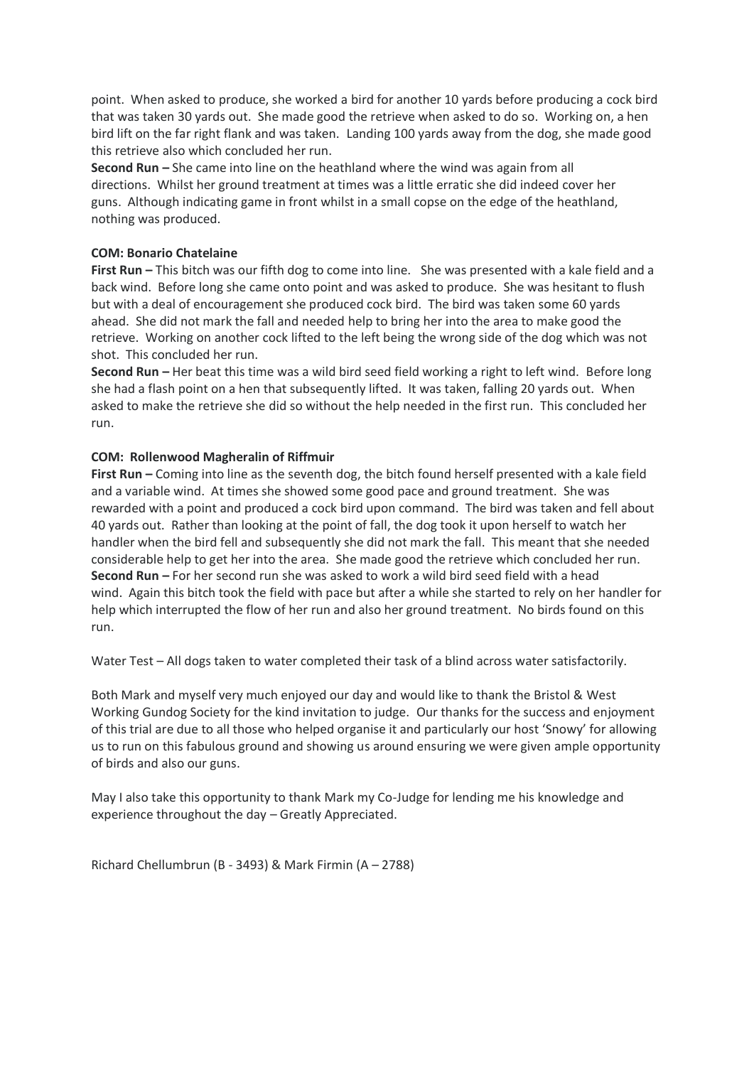point. When asked to produce, she worked a bird for another 10 yards before producing a cock bird that was taken 30 yards out. She made good the retrieve when asked to do so. Working on, a hen bird lift on the far right flank and was taken. Landing 100 yards away from the dog, she made good this retrieve also which concluded her run.

**Second Run –** She came into line on the heathland where the wind was again from all directions. Whilst her ground treatment at times was a little erratic she did indeed cover her guns. Although indicating game in front whilst in a small copse on the edge of the heathland, nothing was produced.

**COM: Bonario Chatelaine**

**First Run –** This bitch was our fifth dog to come into line. She was presented with a kale field and a back wind. Before long she came onto point and was asked to produce. She was hesitant to flush but with a deal of encouragement she produced cock bird. The bird was taken some 60 yards ahead. She did not mark the fall and needed help to bring her into the area to make good the retrieve. Working on another cock lifted to the left being the wrong side of the dog which was not shot. This concluded her run.

**Second Run –** Her beat this time was a wild bird seed field working a right to left wind. Before long she had a flash point on a hen that subsequently lifted. It was taken, falling 20 yards out. When asked to make the retrieve she did so without the help needed in the first run. This concluded her run.

**COM: Rollenwood Magheralin of Riffmuir**

**First Run –** Coming into line as the seventh dog, the bitch found herself presented with a kale field and a variable wind. At times she showed some good pace and ground treatment. She was rewarded with a point and produced a cock bird upon command. The bird was taken and fell about 40 yards out. Rather than looking at the point of fall, the dog took it upon herself to watch her handler when the bird fell and subsequently she did not mark the fall. This meant that she needed considerable help to get her into the area. She made good the retrieve which concluded her run.

**Second Run –** For her second run she was asked to work a wild bird seed field with a head wind. Again this bitch took the field with pace but after a while she started to rely on her handler for help which interrupted the flow of her run and also her ground treatment. No birds found on this run.

Water Test – All dogs taken to water completed their task of a blind across water satisfactorily.

Both Mark and myself very much enjoyed our day and would like to thank the Bristol & West Working Gundog Society for the kind invitation to judge. Our thanks for the success and enjoyment of this trial are due to all those who helped organise it and particularly our host 'Snowy' for allowing us to run on this fabulous ground and showing us around ensuring we were given ample opportunity of birds and also our guns.

May I also take this opportunity to thank Mark my Co-Judge for lending me his knowledge and experience throughout the day – Greatly Appreciated.

Richard Chellumbrun (B - 3493) & Mark Firmin (A – 2788)